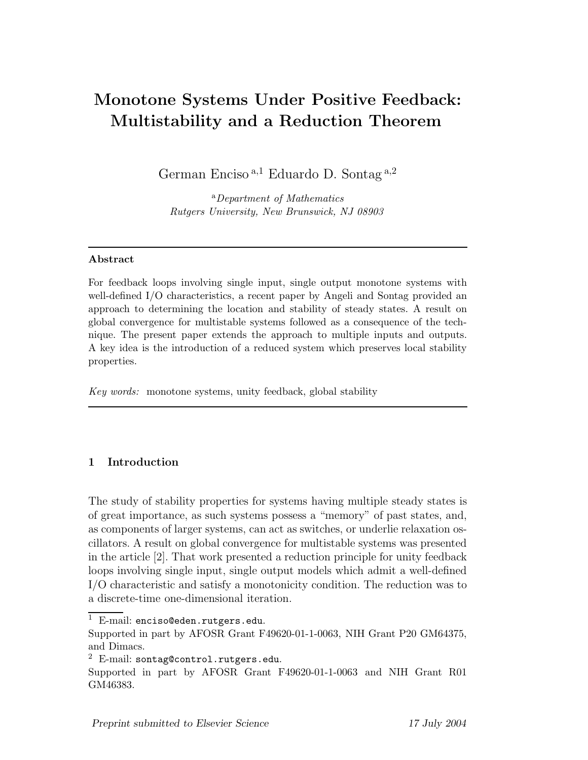# Monotone Systems Under Positive Feedback: Multistability and a Reduction Theorem

German Enciso [a,1] Eduardo D. Sontag [a,2]

[a] *Department of Mathematics*
*Rutgers University, New Brunswick, NJ 08903*

---

**Abstract**

For feedback loops involving single input, single output monotone systems with well-defined I/O characteristics, a recent paper by Angeli and Sontag provided an approach to determining the location and stability of steady states. A result on global convergence for multistable systems followed as a consequence of the technique. The present paper extends the approach to multiple inputs and outputs. A key idea is the introduction of a reduced system which preserves local stability properties.

*Key words:* monotone systems, unity feedback, global stability

---

## 1 Introduction

The study of stability properties for systems having multiple steady states is of great importance, as such systems possess a "memory" of past states, and, as components of larger systems, can act as switches, or underlie relaxation oscillators. A result on global convergence for multistable systems was presented in the article [2]. That work presented a reduction principle for unity feedback loops involving single input, single output models which admit a well-defined I/O characteristic and satisfy a monotonicity condition. The reduction was to a discrete-time one-dimensional iteration.

---

[1] E-mail: `enciso@eden.rutgers.edu`.
Supported in part by AFOSR Grant F49620-01-1-0063, NIH Grant P20 GM64375, and Dimacs.

[2] E-mail: `sontag@control.rutgers.edu`.
Supported in part by AFOSR Grant F49620-01-1-0063 and NIH Grant R01 GM46383.

*Preprint submitted to Elsevier Science* *17 July 2004*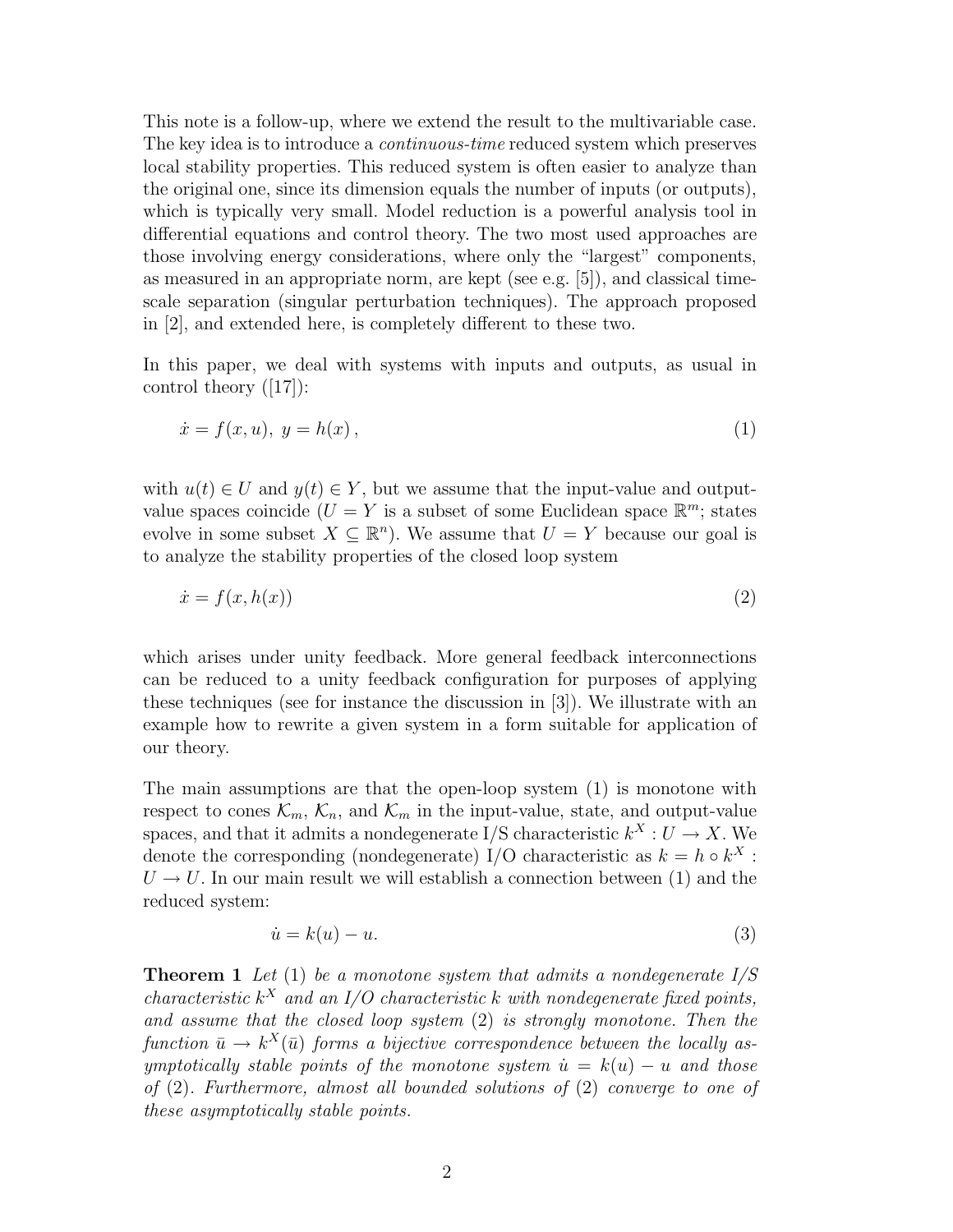This note is a follow-up, where we extend the result to the multivariable case. The key idea is to introduce a *continuous-time* reduced system which preserves local stability properties. This reduced system is often easier to analyze than the original one, since its dimension equals the number of inputs (or outputs), which is typically very small. Model reduction is a powerful analysis tool in differential equations and control theory. The two most used approaches are those involving energy considerations, where only the "largest" components, as measured in an appropriate norm, are kept (see e.g. [5]), and classical time-scale separation (singular perturbation techniques). The approach proposed in [2], and extended here, is completely different to these two.

In this paper, we deal with systems with inputs and outputs, as usual in control theory ([17]):

$$\dot{x} = f(x, u), \; y = h(x) , \tag{1}$$

with $u(t) \in U$ and $y(t) \in Y$, but we assume that the input-value and output-value spaces coincide ($U = Y$ is a subset of some Euclidean space $\mathbb{R}^m$; states evolve in some subset $X \subseteq \mathbb{R}^n$). We assume that $U = Y$ because our goal is to analyze the stability properties of the closed loop system

$$\dot{x} = f(x, h(x)) \tag{2}$$

which arises under unity feedback. More general feedback interconnections can be reduced to a unity feedback configuration for purposes of applying these techniques (see for instance the discussion in [3]). We illustrate with an example how to rewrite a given system in a form suitable for application of our theory.

The main assumptions are that the open-loop system (1) is monotone with respect to cones $\mathcal{K}_m$, $\mathcal{K}_n$, and $\mathcal{K}_m$ in the input-value, state, and output-value spaces, and that it admits a nondegenerate I/S characteristic $k^X : U \to X$. We denote the corresponding (nondegenerate) I/O characteristic as $k = h \circ k^X : U \to U$. In our main result we will establish a connection between (1) and the reduced system:

$$\dot{u} = k(u) - u. \tag{3}$$

**Theorem 1** *Let* (1) *be a monotone system that admits a nondegenerate I/S characteristic* $k^X$ *and an I/O characteristic* $k$ *with nondegenerate fixed points, and assume that the closed loop system* (2) *is strongly monotone. Then the function* $\bar{u} \to k^X(\bar{u})$ *forms a bijective correspondence between the locally asymptotically stable points of the monotone system* $\dot{u} = k(u) - u$ *and those of* (2)*. Furthermore, almost all bounded solutions of* (2) *converge to one of these asymptotically stable points.*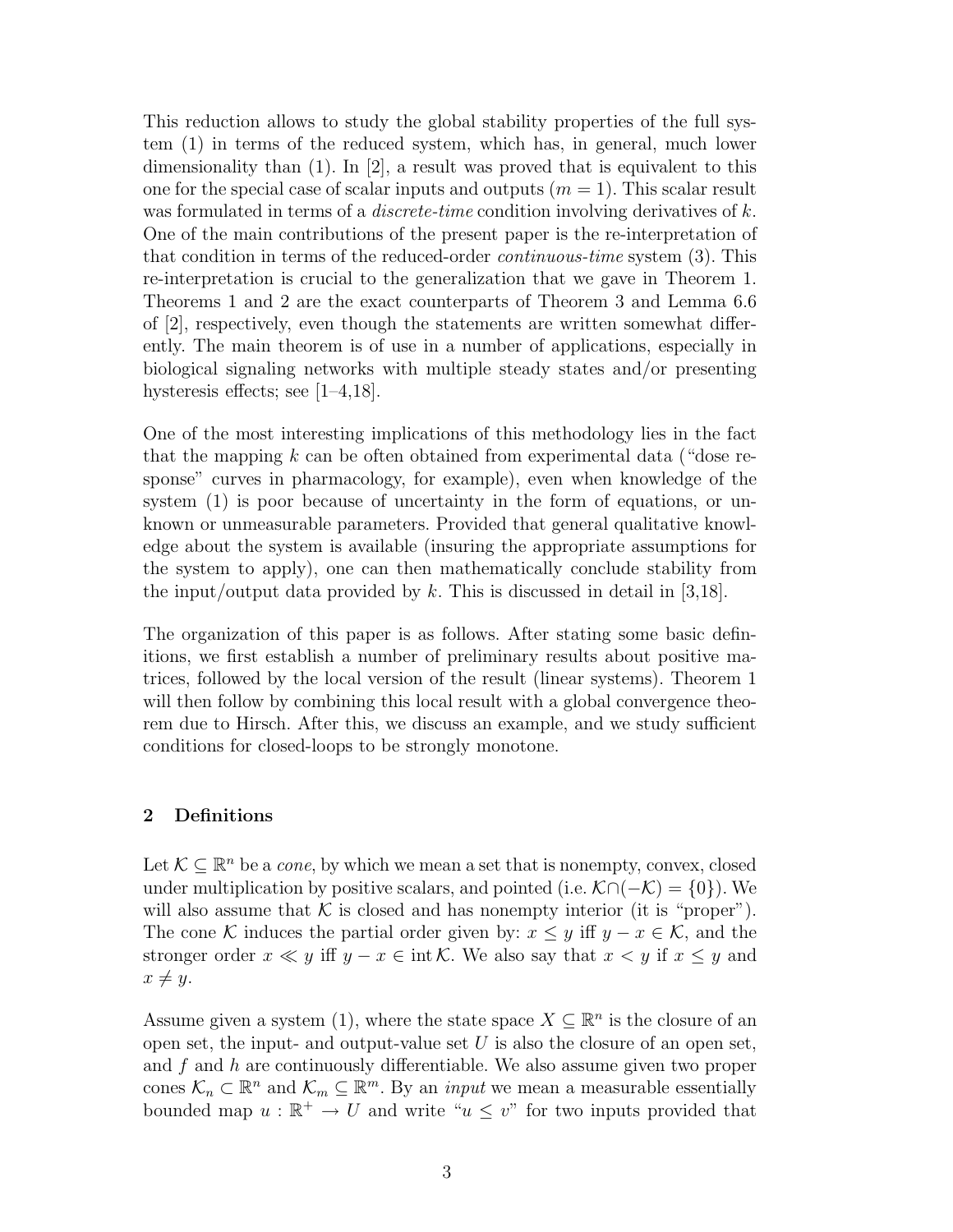This reduction allows to study the global stability properties of the full system (1) in terms of the reduced system, which has, in general, much lower dimensionality than (1). In [2], a result was proved that is equivalent to this one for the special case of scalar inputs and outputs ($m = 1$). This scalar result was formulated in terms of a *discrete-time* condition involving derivatives of $k$. One of the main contributions of the present paper is the re-interpretation of that condition in terms of the reduced-order *continuous-time* system (3). This re-interpretation is crucial to the generalization that we gave in Theorem 1. Theorems 1 and 2 are the exact counterparts of Theorem 3 and Lemma 6.6 of [2], respectively, even though the statements are written somewhat differently. The main theorem is of use in a number of applications, especially in biological signaling networks with multiple steady states and/or presenting hysteresis effects; see [1–4,18].

One of the most interesting implications of this methodology lies in the fact that the mapping $k$ can be often obtained from experimental data ("dose response" curves in pharmacology, for example), even when knowledge of the system (1) is poor because of uncertainty in the form of equations, or unknown or unmeasurable parameters. Provided that general qualitative knowledge about the system is available (insuring the appropriate assumptions for the system to apply), one can then mathematically conclude stability from the input/output data provided by $k$. This is discussed in detail in [3,18].

The organization of this paper is as follows. After stating some basic definitions, we first establish a number of preliminary results about positive matrices, followed by the local version of the result (linear systems). Theorem 1 will then follow by combining this local result with a global convergence theorem due to Hirsch. After this, we discuss an example, and we study sufficient conditions for closed-loops to be strongly monotone.

## 2 Definitions

Let $\mathcal{K} \subseteq \mathbb{R}^n$ be a *cone*, by which we mean a set that is nonempty, convex, closed under multiplication by positive scalars, and pointed (i.e. $\mathcal{K} \cap (-\mathcal{K}) = \{0\}$). We will also assume that $\mathcal{K}$ is closed and has nonempty interior (it is "proper"). The cone $\mathcal{K}$ induces the partial order given by: $x \leq y$ iff $y - x \in \mathcal{K}$, and the stronger order $x \ll y$ iff $y - x \in \operatorname{int} \mathcal{K}$. We also say that $x < y$ if $x \leq y$ and $x \neq y$.

Assume given a system (1), where the state space $X \subseteq \mathbb{R}^n$ is the closure of an open set, the input- and output-value set $U$ is also the closure of an open set, and $f$ and $h$ are continuously differentiable. We also assume given two proper cones $\mathcal{K}_n \subset \mathbb{R}^n$ and $\mathcal{K}_m \subseteq \mathbb{R}^m$. By an *input* we mean a measurable essentially bounded map $u : \mathbb{R}^+ \to U$ and write "$u \leq v$" for two inputs provided that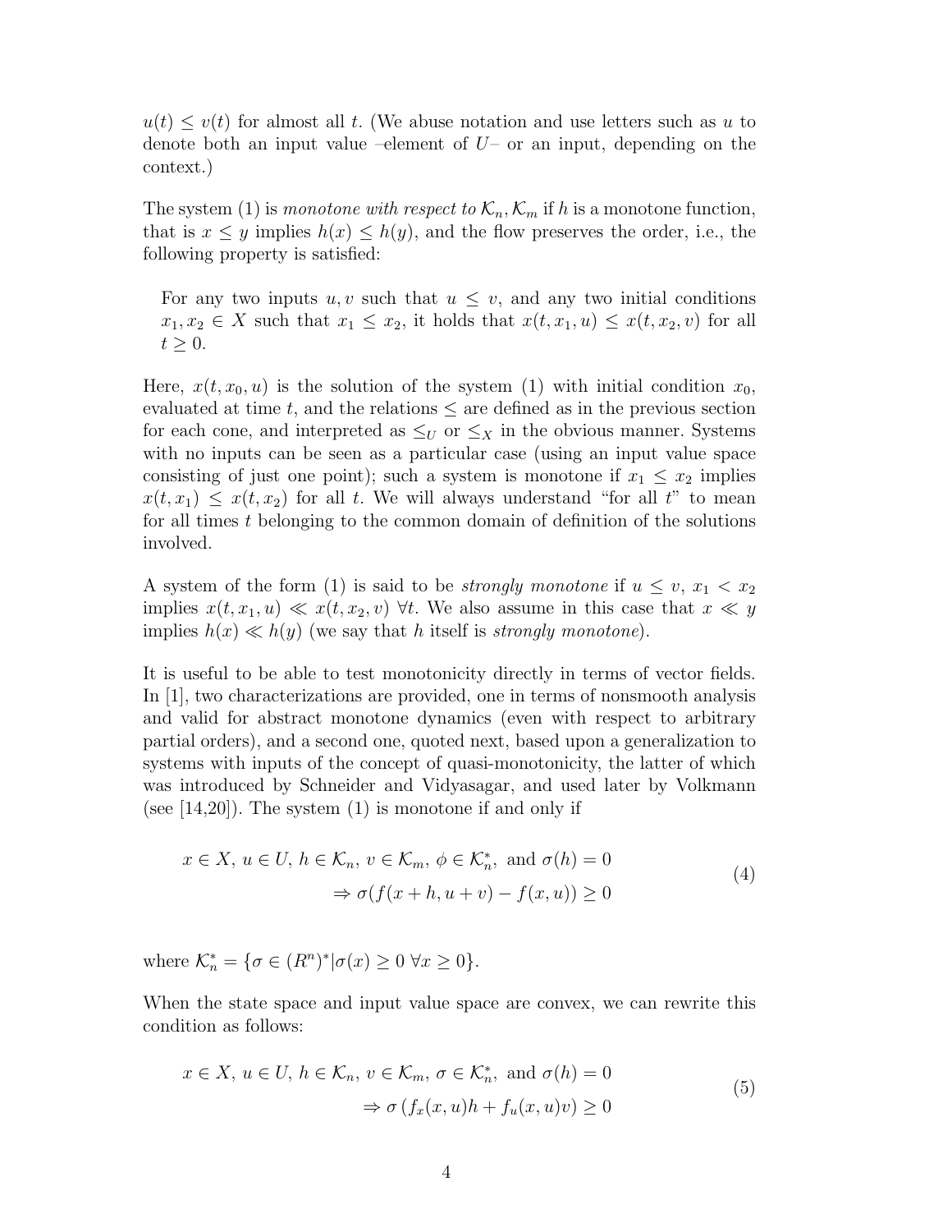$u(t) \leq v(t)$ for almost all $t$. (We abuse notation and use letters such as $u$ to denote both an input value –element of $U$– or an input, depending on the context.)

The system (1) is *monotone with respect to* $\mathcal{K}_n, \mathcal{K}_m$ if $h$ is a monotone function, that is $x \leq y$ implies $h(x) \leq h(y)$, and the flow preserves the order, i.e., the following property is satisfied:

> For any two inputs $u, v$ such that $u \leq v$, and any two initial conditions $x_1, x_2 \in X$ such that $x_1 \leq x_2$, it holds that $x(t, x_1, u) \leq x(t, x_2, v)$ for all $t \geq 0$.

Here, $x(t, x_0, u)$ is the solution of the system (1) with initial condition $x_0$, evaluated at time $t$, and the relations $\leq$ are defined as in the previous section for each cone, and interpreted as $\leq_U$ or $\leq_X$ in the obvious manner. Systems with no inputs can be seen as a particular case (using an input value space consisting of just one point); such a system is monotone if $x_1 \leq x_2$ implies $x(t, x_1) \leq x(t, x_2)$ for all $t$. We will always understand "for all $t$" to mean for all times $t$ belonging to the common domain of definition of the solutions involved.

A system of the form (1) is said to be *strongly monotone* if $u \leq v$, $x_1 < x_2$ implies $x(t, x_1, u) \ll x(t, x_2, v)$ $\forall t$. We also assume in this case that $x \ll y$ implies $h(x) \ll h(y)$ (we say that $h$ itself is *strongly monotone*).

It is useful to be able to test monotonicity directly in terms of vector fields. In [1], two characterizations are provided, one in terms of nonsmooth analysis and valid for abstract monotone dynamics (even with respect to arbitrary partial orders), and a second one, quoted next, based upon a generalization to systems with inputs of the concept of quasi-monotonicity, the latter of which was introduced by Schneider and Vidyasagar, and used later by Volkmann (see [14,20]). The system (1) is monotone if and only if

$$
\begin{aligned}
x \in X,\ u \in U,\ h \in \mathcal{K}_n,\ v \in \mathcal{K}_m,\ \phi \in \mathcal{K}_n^*,\ \text{and } \sigma(h) = 0 \\
\Rightarrow \sigma(f(x+h, u+v) - f(x, u)) \geq 0
\end{aligned}
\tag{4}
$$

where $\mathcal{K}_n^* = \{\sigma \in (R^n)^* | \sigma(x) \geq 0 \ \forall x \geq 0\}$.

When the state space and input value space are convex, we can rewrite this condition as follows:

$$
\begin{aligned}
x \in X,\ u \in U,\ h \in \mathcal{K}_n,\ v \in \mathcal{K}_m,\ \sigma \in \mathcal{K}_n^*,\ \text{and } \sigma(h) = 0 \\
\Rightarrow \sigma\left(f_x(x, u)h + f_u(x, u)v\right) \geq 0
\end{aligned}
\tag{5}
$$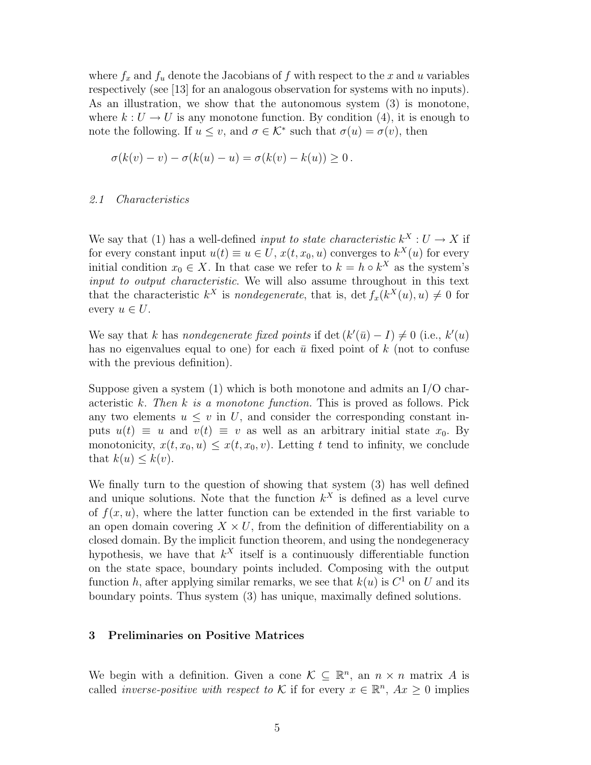where $f_x$ and $f_u$ denote the Jacobians of $f$ with respect to the $x$ and $u$ variables respectively (see [13] for an analogous observation for systems with no inputs). As an illustration, we show that the autonomous system (3) is monotone, where $k : U \to U$ is any monotone function. By condition (4), it is enough to note the following. If $u \leq v$, and $\sigma \in \mathcal{K}^*$ such that $\sigma(u) = \sigma(v)$, then

$$\sigma(k(v) - v) - \sigma(k(u) - u) = \sigma(k(v) - k(u)) \geq 0\,.$$

### 2.1 Characteristics

We say that (1) has a well-defined *input to state characteristic* $k^X : U \to X$ if for every constant input $u(t) \equiv u \in U$, $x(t, x_0, u)$ converges to $k^X(u)$ for every initial condition $x_0 \in X$. In that case we refer to $k = h \circ k^X$ as the system's *input to output characteristic*. We will also assume throughout in this text that the characteristic $k^X$ is *nondegenerate*, that is, $\det f_x(k^X(u), u) \neq 0$ for every $u \in U$.

We say that $k$ has *nondegenerate fixed points* if $\det(k'(\bar{u}) - I) \neq 0$ (i.e., $k'(u)$ has no eigenvalues equal to one) for each $\bar{u}$ fixed point of $k$ (not to confuse with the previous definition).

Suppose given a system (1) which is both monotone and admits an I/O characteristic $k$. *Then $k$ is a monotone function.* This is proved as follows. Pick any two elements $u \leq v$ in $U$, and consider the corresponding constant inputs $u(t) \equiv u$ and $v(t) \equiv v$ as well as an arbitrary initial state $x_0$. By monotonicity, $x(t, x_0, u) \leq x(t, x_0, v)$. Letting $t$ tend to infinity, we conclude that $k(u) \leq k(v)$.

We finally turn to the question of showing that system (3) has well defined and unique solutions. Note that the function $k^X$ is defined as a level curve of $f(x, u)$, where the latter function can be extended in the first variable to an open domain covering $X \times U$, from the definition of differentiability on a closed domain. By the implicit function theorem, and using the nondegeneracy hypothesis, we have that $k^X$ itself is a continuously differentiable function on the state space, boundary points included. Composing with the output function $h$, after applying similar remarks, we see that $k(u)$ is $C^1$ on $U$ and its boundary points. Thus system (3) has unique, maximally defined solutions.

## 3 Preliminaries on Positive Matrices

We begin with a definition. Given a cone $\mathcal{K} \subseteq \mathbb{R}^n$, an $n \times n$ matrix $A$ is called *inverse-positive with respect to* $\mathcal{K}$ if for every $x \in \mathbb{R}^n$, $Ax \geq 0$ implies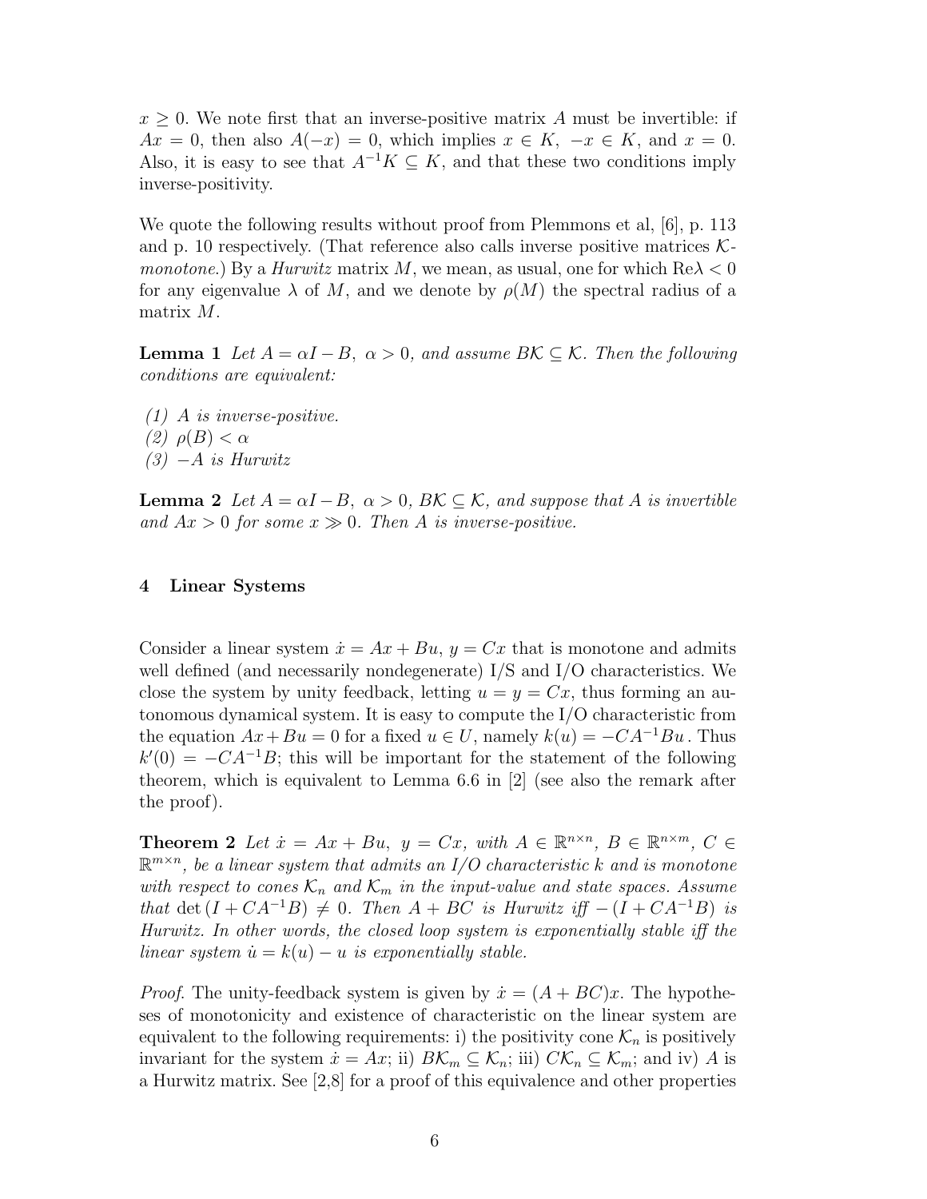$x \geq 0$. We note first that an inverse-positive matrix $A$ must be invertible: if $Ax = 0$, then also $A(-x) = 0$, which implies $x \in K$, $-x \in K$, and $x = 0$. Also, it is easy to see that $A^{-1}K \subseteq K$, and that these two conditions imply inverse-positivity.

We quote the following results without proof from Plemmons et al, [6], p. 113 and p. 10 respectively. (That reference also calls inverse positive matrices $\mathcal{K}$-*monotone*.) By a *Hurwitz* matrix $M$, we mean, as usual, one for which $\mathrm{Re}\lambda < 0$ for any eigenvalue $\lambda$ of $M$, and we denote by $\rho(M)$ the spectral radius of a matrix $M$.

**Lemma 1** *Let $A = \alpha I - B$, $\alpha > 0$, and assume $B\mathcal{K} \subseteq \mathcal{K}$. Then the following conditions are equivalent:*

*(1) $A$ is inverse-positive.*
*(2) $\rho(B) < \alpha$*
*(3) $-A$ is Hurwitz*

**Lemma 2** *Let $A = \alpha I - B$, $\alpha > 0$, $B\mathcal{K} \subseteq \mathcal{K}$, and suppose that $A$ is invertible and $Ax > 0$ for some $x \gg 0$. Then $A$ is inverse-positive.*

## 4 Linear Systems

Consider a linear system $\dot{x} = Ax + Bu$, $y = Cx$ that is monotone and admits well defined (and necessarily nondegenerate) I/S and I/O characteristics. We close the system by unity feedback, letting $u = y = Cx$, thus forming an autonomous dynamical system. It is easy to compute the I/O characteristic from the equation $Ax + Bu = 0$ for a fixed $u \in U$, namely $k(u) = -CA^{-1}Bu$. Thus $k'(0) = -CA^{-1}B$; this will be important for the statement of the following theorem, which is equivalent to Lemma 6.6 in [2] (see also the remark after the proof).

**Theorem 2** *Let $\dot{x} = Ax + Bu$, $y = Cx$, with $A \in \mathbb{R}^{n\times n}$, $B \in \mathbb{R}^{n\times m}$, $C \in \mathbb{R}^{m\times n}$, be a linear system that admits an I/O characteristic $k$ and is monotone with respect to cones $\mathcal{K}_n$ and $\mathcal{K}_m$ in the input-value and state spaces. Assume that* $\det(I + CA^{-1}B) \neq 0$. *Then $A + BC$ is Hurwitz iff $-(I + CA^{-1}B)$ is Hurwitz. In other words, the closed loop system is exponentially stable iff the linear system $\dot{u} = k(u) - u$ is exponentially stable.*

*Proof.* The unity-feedback system is given by $\dot{x} = (A + BC)x$. The hypotheses of monotonicity and existence of characteristic on the linear system are equivalent to the following requirements: i) the positivity cone $\mathcal{K}_n$ is positively invariant for the system $\dot{x} = Ax$; ii) $B\mathcal{K}_m \subseteq \mathcal{K}_n$; iii) $C\mathcal{K}_n \subseteq \mathcal{K}_m$; and iv) $A$ is a Hurwitz matrix. See [2,8] for a proof of this equivalence and other properties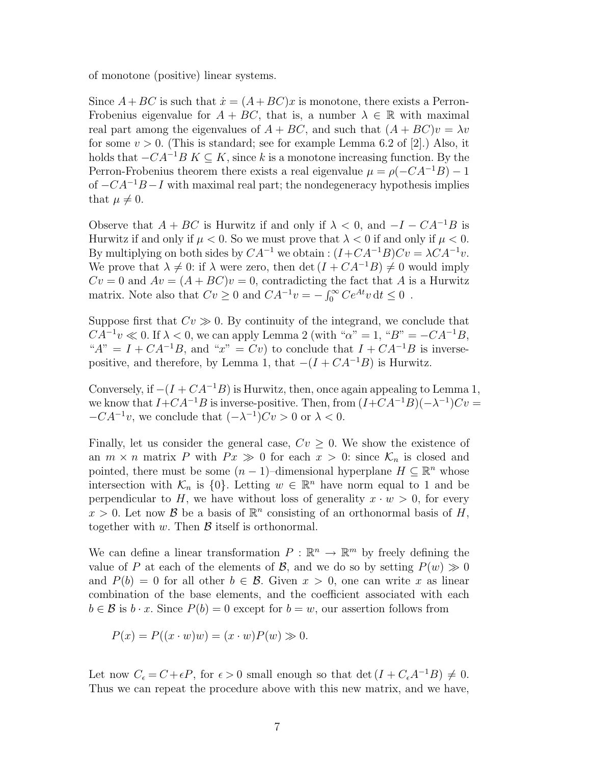of monotone (positive) linear systems.

Since $A+BC$ is such that $\dot{x} = (A+BC)x$ is monotone, there exists a Perron-Frobenius eigenvalue for $A+BC$, that is, a number $\lambda \in \mathbb{R}$ with maximal real part among the eigenvalues of $A+BC$, and such that $(A+BC)v = \lambda v$ for some $v > 0$. (This is standard; see for example Lemma 6.2 of [2].) Also, it holds that $-CA^{-1}B\, K \subseteq K$, since $k$ is a monotone increasing function. By the Perron-Frobenius theorem there exists a real eigenvalue $\mu = \rho(-CA^{-1}B) - 1$ of $-CA^{-1}B - I$ with maximal real part; the nondegeneracy hypothesis implies that $\mu \neq 0$.

Observe that $A+BC$ is Hurwitz if and only if $\lambda < 0$, and $-I - CA^{-1}B$ is Hurwitz if and only if $\mu < 0$. So we must prove that $\lambda < 0$ if and only if $\mu < 0$. By multiplying on both sides by $CA^{-1}$ we obtain : $(I + CA^{-1}B)Cv = \lambda CA^{-1}v$. We prove that $\lambda \neq 0$: if $\lambda$ were zero, then $\det(I + CA^{-1}B) \neq 0$ would imply $Cv = 0$ and $Av = (A+BC)v = 0$, contradicting the fact that $A$ is a Hurwitz matrix. Note also that $Cv \geq 0$ and $CA^{-1}v = -\int_0^\infty Ce^{At}v\,\mathrm{d}t \leq 0$ .

Suppose first that $Cv \gg 0$. By continuity of the integrand, we conclude that $CA^{-1}v \ll 0$. If $\lambda < 0$, we can apply Lemma 2 (with "$\alpha$" $= 1$, "$B$" $= -CA^{-1}B$, "$A$" $= I + CA^{-1}B$, and "$x$" $= Cv$) to conclude that $I + CA^{-1}B$ is inverse-positive, and therefore, by Lemma 1, that $-(I + CA^{-1}B)$ is Hurwitz.

Conversely, if $-(I + CA^{-1}B)$ is Hurwitz, then, once again appealing to Lemma 1, we know that $I + CA^{-1}B$ is inverse-positive. Then, from $(I + CA^{-1}B)(-\lambda^{-1})Cv = -CA^{-1}v$, we conclude that $(-\lambda^{-1})Cv > 0$ or $\lambda < 0$.

Finally, let us consider the general case, $Cv \geq 0$. We show the existence of an $m \times n$ matrix $P$ with $Px \gg 0$ for each $x > 0$: since $\mathcal{K}_n$ is closed and pointed, there must be some $(n-1)$–dimensional hyperplane $H \subseteq \mathbb{R}^n$ whose intersection with $\mathcal{K}_n$ is $\{0\}$. Letting $w \in \mathbb{R}^n$ have norm equal to 1 and be perpendicular to $H$, we have without loss of generality $x \cdot w > 0$, for every $x > 0$. Let now $\mathcal{B}$ be a basis of $\mathbb{R}^n$ consisting of an orthonormal basis of $H$, together with $w$. Then $\mathcal{B}$ itself is orthonormal.

We can define a linear transformation $P : \mathbb{R}^n \to \mathbb{R}^m$ by freely defining the value of $P$ at each of the elements of $\mathcal{B}$, and we do so by setting $P(w) \gg 0$ and $P(b) = 0$ for all other $b \in \mathcal{B}$. Given $x > 0$, one can write $x$ as linear combination of the base elements, and the coefficient associated with each $b \in \mathcal{B}$ is $b \cdot x$. Since $P(b) = 0$ except for $b = w$, our assertion follows from

$$P(x) = P((x \cdot w)w) = (x \cdot w)P(w) \gg 0.$$

Let now $C_\epsilon = C + \epsilon P$, for $\epsilon > 0$ small enough so that $\det(I + C_\epsilon A^{-1}B) \neq 0$. Thus we can repeat the procedure above with this new matrix, and we have,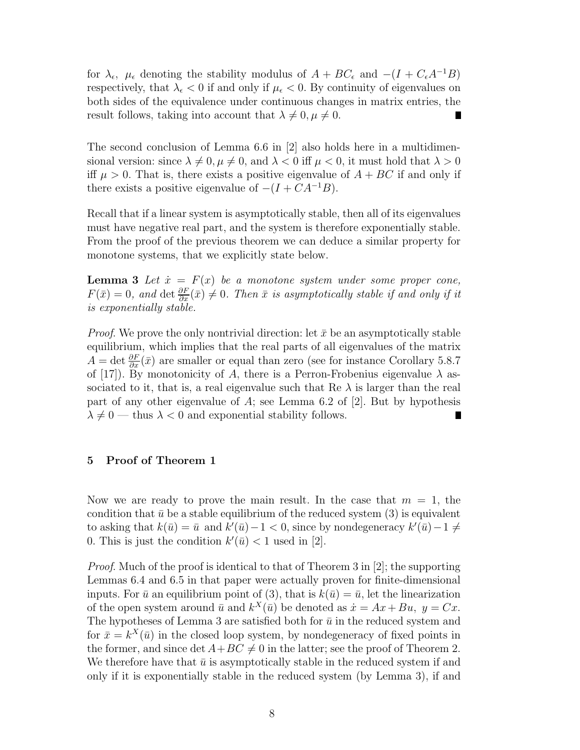for $\lambda_\epsilon$, $\mu_\epsilon$ denoting the stability modulus of $A + BC_\epsilon$ and $-(I + C_\epsilon A^{-1}B)$ respectively, that $\lambda_\epsilon < 0$ if and only if $\mu_\epsilon < 0$. By continuity of eigenvalues on both sides of the equivalence under continuous changes in matrix entries, the result follows, taking into account that $\lambda \neq 0, \mu \neq 0$. ∎

The second conclusion of Lemma 6.6 in [2] also holds here in a multidimensional version: since $\lambda \neq 0, \mu \neq 0$, and $\lambda < 0$ iff $\mu < 0$, it must hold that $\lambda > 0$ iff $\mu > 0$. That is, there exists a positive eigenvalue of $A + BC$ if and only if there exists a positive eigenvalue of $-(I + CA^{-1}B)$.

Recall that if a linear system is asymptotically stable, then all of its eigenvalues must have negative real part, and the system is therefore exponentially stable. From the proof of the previous theorem we can deduce a similar property for monotone systems, that we explicitly state below.

**Lemma 3** *Let $\dot{x} = F(x)$ be a monotone system under some proper cone, $F(\bar{x}) = 0$, and $\det \frac{\partial F}{\partial x}(\bar{x}) \neq 0$. Then $\bar{x}$ is asymptotically stable if and only if it is exponentially stable.*

*Proof.* We prove the only nontrivial direction: let $\bar{x}$ be an asymptotically stable equilibrium, which implies that the real parts of all eigenvalues of the matrix $A = \det \frac{\partial F}{\partial x}(\bar{x})$ are smaller or equal than zero (see for instance Corollary 5.8.7 of [17]). By monotonicity of $A$, there is a Perron-Frobenius eigenvalue $\lambda$ associated to it, that is, a real eigenvalue such that Re $\lambda$ is larger than the real part of any other eigenvalue of $A$; see Lemma 6.2 of [2]. But by hypothesis $\lambda \neq 0$ — thus $\lambda < 0$ and exponential stability follows. ∎

## 5 Proof of Theorem 1

Now we are ready to prove the main result. In the case that $m = 1$, the condition that $\bar{u}$ be a stable equilibrium of the reduced system (3) is equivalent to asking that $k(\bar{u}) = \bar{u}$ and $k'(\bar{u}) - 1 < 0$, since by nondegeneracy $k'(\bar{u}) - 1 \neq 0$. This is just the condition $k'(\bar{u}) < 1$ used in [2].

*Proof.* Much of the proof is identical to that of Theorem 3 in [2]; the supporting Lemmas 6.4 and 6.5 in that paper were actually proven for finite-dimensional inputs. For $\bar{u}$ an equilibrium point of (3), that is $k(\bar{u}) = \bar{u}$, let the linearization of the open system around $\bar{u}$ and $k^X(\bar{u})$ be denoted as $\dot{x} = Ax + Bu,\ y = Cx$. The hypotheses of Lemma 3 are satisfied both for $\bar{u}$ in the reduced system and for $\bar{x} = k^X(\bar{u})$ in the closed loop system, by nondegeneracy of fixed points in the former, and since $\det A + BC \neq 0$ in the latter; see the proof of Theorem 2. We therefore have that $\bar{u}$ is asymptotically stable in the reduced system if and only if it is exponentially stable in the reduced system (by Lemma 3), if and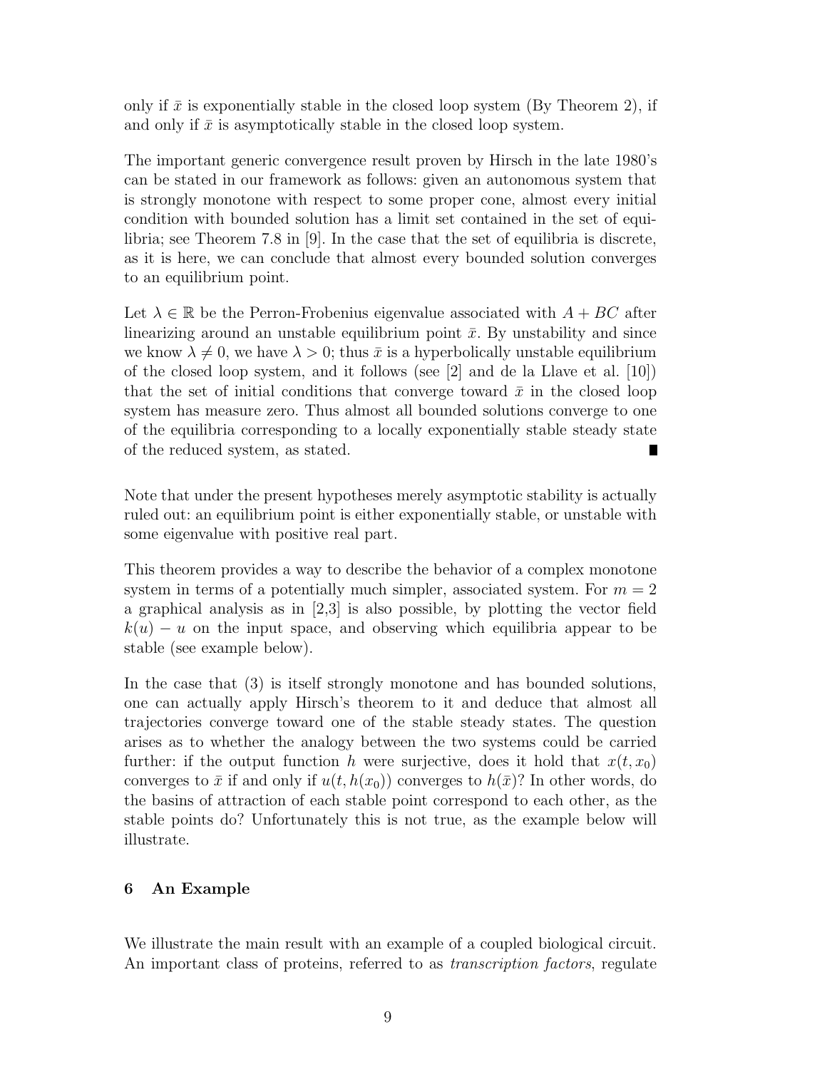only if $\bar{x}$ is exponentially stable in the closed loop system (By Theorem 2), if and only if $\bar{x}$ is asymptotically stable in the closed loop system.

The important generic convergence result proven by Hirsch in the late 1980's can be stated in our framework as follows: given an autonomous system that is strongly monotone with respect to some proper cone, almost every initial condition with bounded solution has a limit set contained in the set of equilibria; see Theorem 7.8 in [9]. In the case that the set of equilibria is discrete, as it is here, we can conclude that almost every bounded solution converges to an equilibrium point.

Let $\lambda \in \mathbb{R}$ be the Perron-Frobenius eigenvalue associated with $A + BC$ after linearizing around an unstable equilibrium point $\bar{x}$. By unstability and since we know $\lambda \neq 0$, we have $\lambda > 0$; thus $\bar{x}$ is a hyperbolically unstable equilibrium of the closed loop system, and it follows (see [2] and de la Llave et al. [10]) that the set of initial conditions that converge toward $\bar{x}$ in the closed loop system has measure zero. Thus almost all bounded solutions converge to one of the equilibria corresponding to a locally exponentially stable steady state of the reduced system, as stated. ∎

Note that under the present hypotheses merely asymptotic stability is actually ruled out: an equilibrium point is either exponentially stable, or unstable with some eigenvalue with positive real part.

This theorem provides a way to describe the behavior of a complex monotone system in terms of a potentially much simpler, associated system. For $m = 2$ a graphical analysis as in [2,3] is also possible, by plotting the vector field $k(u) - u$ on the input space, and observing which equilibria appear to be stable (see example below).

In the case that (3) is itself strongly monotone and has bounded solutions, one can actually apply Hirsch's theorem to it and deduce that almost all trajectories converge toward one of the stable steady states. The question arises as to whether the analogy between the two systems could be carried further: if the output function $h$ were surjective, does it hold that $x(t, x_0)$ converges to $\bar{x}$ if and only if $u(t, h(x_0))$ converges to $h(\bar{x})$? In other words, do the basins of attraction of each stable point correspond to each other, as the stable points do? Unfortunately this is not true, as the example below will illustrate.

## 6 An Example

We illustrate the main result with an example of a coupled biological circuit. An important class of proteins, referred to as *transcription factors*, regulate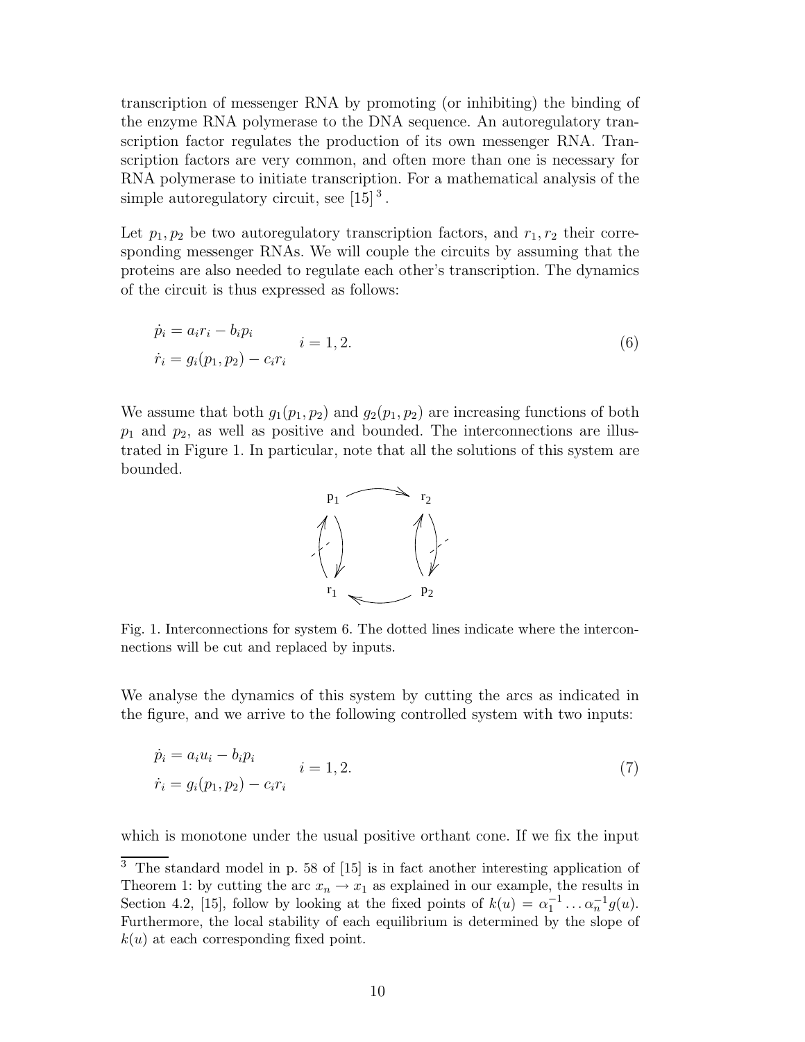transcription of messenger RNA by promoting (or inhibiting) the binding of the enzyme RNA polymerase to the DNA sequence. An autoregulatory transcription factor regulates the production of its own messenger RNA. Transcription factors are very common, and often more than one is necessary for RNA polymerase to initiate transcription. For a mathematical analysis of the simple autoregulatory circuit, see [15] [3].

Let $p_1, p_2$ be two autoregulatory transcription factors, and $r_1, r_2$ their corresponding messenger RNAs. We will couple the circuits by assuming that the proteins are also needed to regulate each other's transcription. The dynamics of the circuit is thus expressed as follows:

$$
\begin{aligned}
\dot{p}_i &= a_i r_i - b_i p_i \\
\dot{r}_i &= g_i(p_1, p_2) - c_i r_i
\end{aligned}
\qquad i = 1, 2. \tag{6}
$$

We assume that both $g_1(p_1, p_2)$ and $g_2(p_1, p_2)$ are increasing functions of both $p_1$ and $p_2$, as well as positive and bounded. The interconnections are illustrated in Figure 1. In particular, note that all the solutions of this system are bounded.

Fig. 1. Interconnections for system 6. The dotted lines indicate where the interconnections will be cut and replaced by inputs.

We analyse the dynamics of this system by cutting the arcs as indicated in the figure, and we arrive to the following controlled system with two inputs:

$$
\begin{aligned}
\dot{p}_i &= a_i u_i - b_i p_i \\
\dot{r}_i &= g_i(p_1, p_2) - c_i r_i
\end{aligned}
\qquad i = 1, 2. \tag{7}
$$

which is monotone under the usual positive orthant cone. If we fix the input

[3] The standard model in p. 58 of [15] is in fact another interesting application of Theorem 1: by cutting the arc $x_n \to x_1$ as explained in our example, the results in Section 4.2, [15], follow by looking at the fixed points of $k(u) = \alpha_1^{-1} \ldots \alpha_n^{-1} g(u)$. Furthermore, the local stability of each equilibrium is determined by the slope of $k(u)$ at each corresponding fixed point.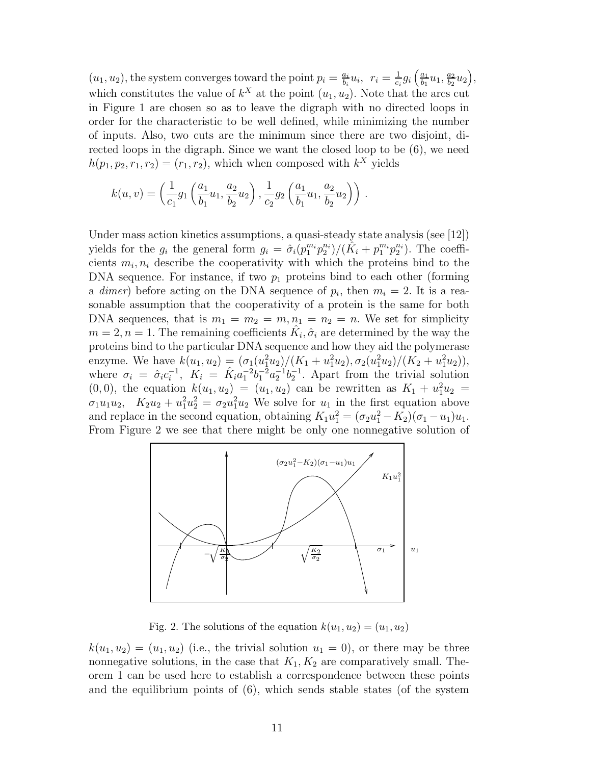$(u_1, u_2)$, the system converges toward the point $p_i = \frac{a_i}{b_i} u_i$, $r_i = \frac{1}{c_i} g_i \left( \frac{a_1}{b_1} u_1, \frac{a_2}{b_2} u_2 \right)$, which constitutes the value of $k^X$ at the point $(u_1, u_2)$. Note that the arcs cut in Figure 1 are chosen so as to leave the digraph with no directed loops in order for the characteristic to be well defined, while minimizing the number of inputs. Also, two cuts are the minimum since there are two disjoint, directed loops in the digraph. Since we want the closed loop to be (6), we need $h(p_1, p_2, r_1, r_2) = (r_1, r_2)$, which when composed with $k^X$ yields

$$k(u, v) = \left( \frac{1}{c_1} g_1 \left( \frac{a_1}{b_1} u_1, \frac{a_2}{b_2} u_2 \right), \frac{1}{c_2} g_2 \left( \frac{a_1}{b_1} u_1, \frac{a_2}{b_2} u_2 \right) \right) .$$

Under mass action kinetics assumptions, a quasi-steady state analysis (see [12]) yields for the $g_i$ the general form $g_i = \hat{\sigma}_i (p_1^{m_i} p_2^{n_i}) / (\hat{K}_i + p_1^{m_i} p_2^{n_i})$. The coefficients $m_i, n_i$ describe the cooperativity with which the proteins bind to the DNA sequence. For instance, if two $p_1$ proteins bind to each other (forming a *dimer*) before acting on the DNA sequence of $p_i$, then $m_i = 2$. It is a reasonable assumption that the cooperativity of a protein is the same for both DNA sequences, that is $m_1 = m_2 = m, n_1 = n_2 = n$. We set for simplicity $m = 2, n = 1$. The remaining coefficients $\hat{K}_i, \hat{\sigma}_i$ are determined by the way the proteins bind to the particular DNA sequence and how they aid the polymerase enzyme. We have $k(u_1, u_2) = (\sigma_1 (u_1^2 u_2)/(K_1 + u_1^2 u_2), \sigma_2 (u_1^2 u_2)/(K_2 + u_1^2 u_2))$, where $\sigma_i = \hat{\sigma}_i c_i^{-1}$, $K_i = \hat{K}_i a_1^{-2} b_1^{-2} a_2^{-1} b_2^{-1}$. Apart from the trivial solution $(0, 0)$, the equation $k(u_1, u_2) = (u_1, u_2)$ can be rewritten as $K_1 + u_1^2 u_2 = \sigma_1 u_1 u_2$, $K_2 u_2 + u_1^2 u_2^2 = \sigma_2 u_1^2 u_2$ We solve for $u_1$ in the first equation above and replace in the second equation, obtaining $K_1 u_1^2 = (\sigma_2 u_1^2 - K_2)(\sigma_1 - u_1) u_1$. From Figure 2 we see that there might be only one nonnegative solution of

Fig. 2. The solutions of the equation $k(u_1, u_2) = (u_1, u_2)$

$k(u_1, u_2) = (u_1, u_2)$ (i.e., the trivial solution $u_1 = 0$), or there may be three nonnegative solutions, in the case that $K_1, K_2$ are comparatively small. Theorem 1 can be used here to establish a correspondence between these points and the equilibrium points of (6), which sends stable states (of the system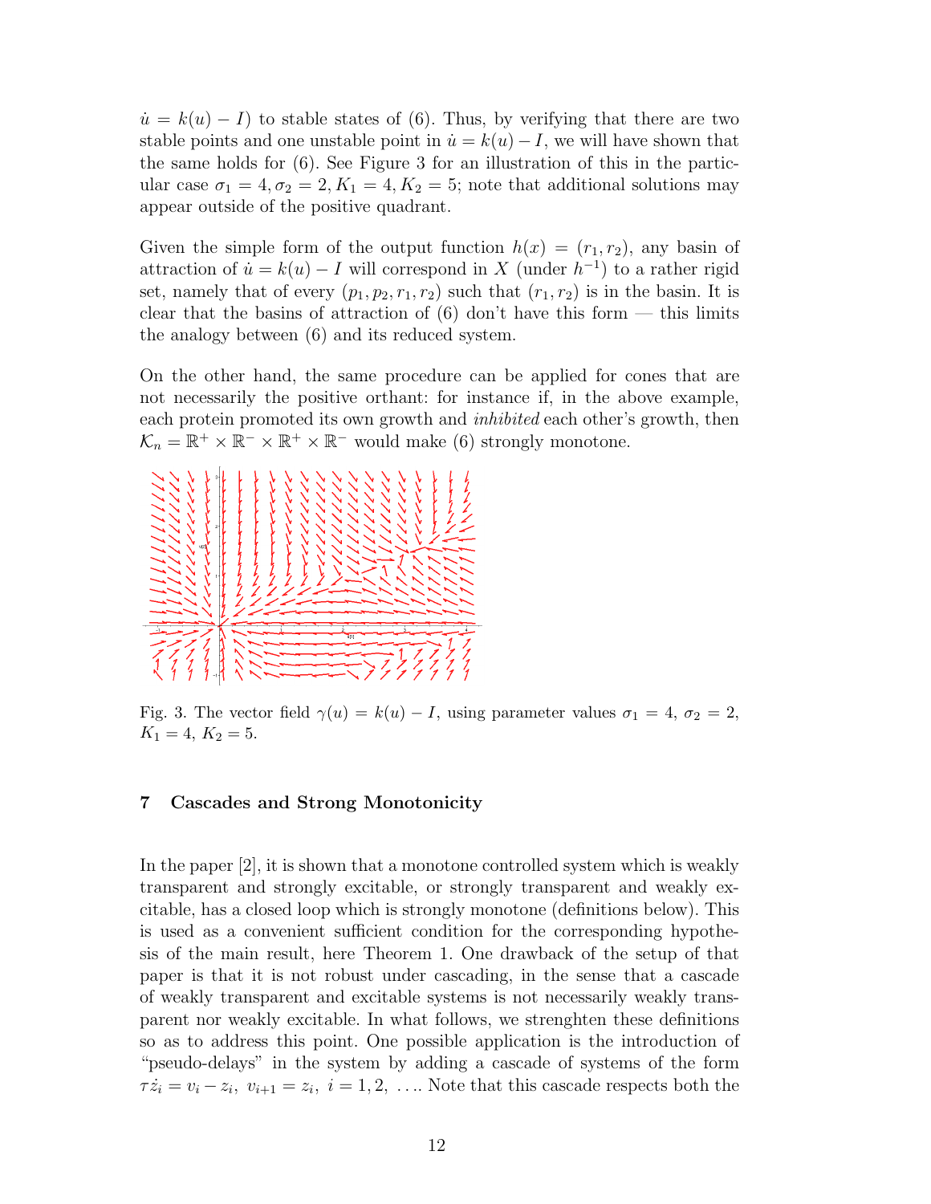$\dot{u} = k(u) - I$) to stable states of (6). Thus, by verifying that there are two stable points and one unstable point in $\dot{u} = k(u) - I$, we will have shown that the same holds for (6). See Figure 3 for an illustration of this in the particular case $\sigma_1 = 4, \sigma_2 = 2, K_1 = 4, K_2 = 5$; note that additional solutions may appear outside of the positive quadrant.

Given the simple form of the output function $h(x) = (r_1, r_2)$, any basin of attraction of $\dot{u} = k(u) - I$ will correspond in $X$ (under $h^{-1}$) to a rather rigid set, namely that of every $(p_1, p_2, r_1, r_2)$ such that $(r_1, r_2)$ is in the basin. It is clear that the basins of attraction of (6) don't have this form — this limits the analogy between (6) and its reduced system.

On the other hand, the same procedure can be applied for cones that are not necessarily the positive orthant: for instance if, in the above example, each protein promoted its own growth and *inhibited* each other's growth, then $\mathcal{K}_n = \mathbb{R}^+ \times \mathbb{R}^- \times \mathbb{R}^+ \times \mathbb{R}^-$ would make (6) strongly monotone.

Fig. 3. The vector field $\gamma(u) = k(u) - I$, using parameter values $\sigma_1 = 4$, $\sigma_2 = 2$, $K_1 = 4$, $K_2 = 5$.

## 7 Cascades and Strong Monotonicity

In the paper [2], it is shown that a monotone controlled system which is weakly transparent and strongly excitable, or strongly transparent and weakly excitable, has a closed loop which is strongly monotone (definitions below). This is used as a convenient sufficient condition for the corresponding hypothesis of the main result, here Theorem 1. One drawback of the setup of that paper is that it is not robust under cascading, in the sense that a cascade of weakly transparent and excitable systems is not necessarily weakly transparent nor weakly excitable. In what follows, we strenghten these definitions so as to address this point. One possible application is the introduction of "pseudo-delays" in the system by adding a cascade of systems of the form $\tau \dot{z}_i = v_i - z_i,\ v_{i+1} = z_i,\ i = 1, 2, \ldots$. Note that this cascade respects both the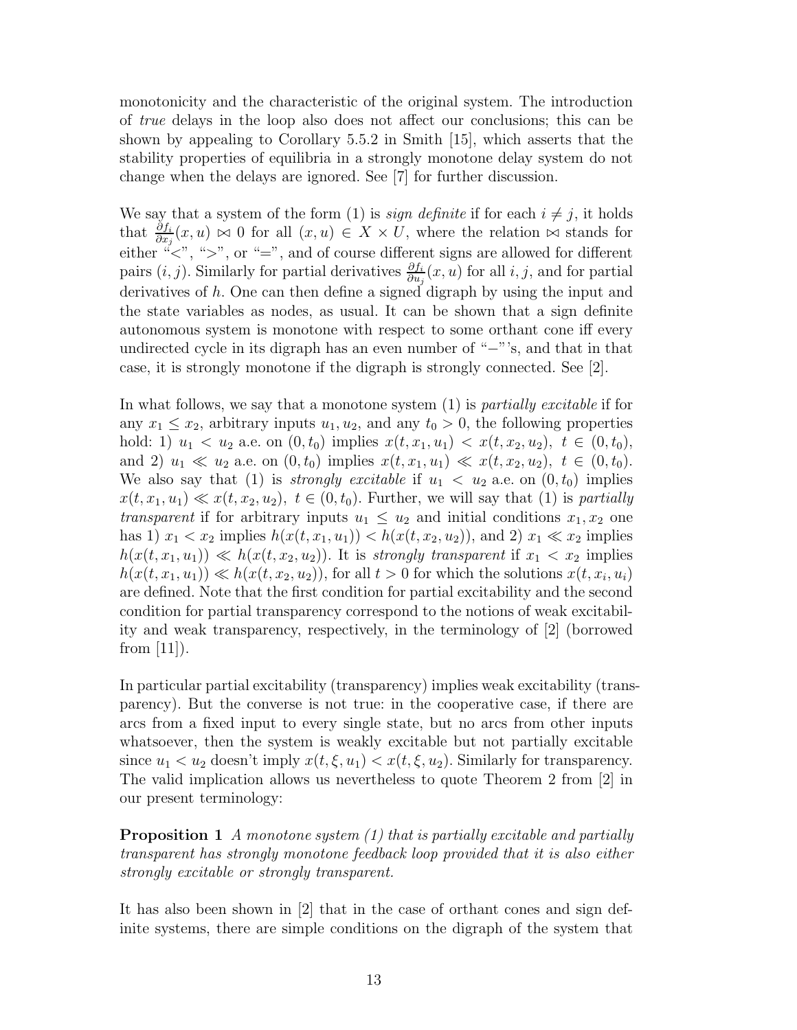monotonicity and the characteristic of the original system. The introduction of *true* delays in the loop also does not affect our conclusions; this can be shown by appealing to Corollary 5.5.2 in Smith [15], which asserts that the stability properties of equilibria in a strongly monotone delay system do not change when the delays are ignored. See [7] for further discussion.

We say that a system of the form (1) is *sign definite* if for each $i \neq j$, it holds that $\frac{\partial f_i}{\partial x_j}(x, u) \bowtie 0$ for all $(x, u) \in X \times U$, where the relation $\bowtie$ stands for either "$<$", "$>$", or "$=$", and of course different signs are allowed for different pairs $(i, j)$. Similarly for partial derivatives $\frac{\partial f_i}{\partial u_j}(x, u)$ for all $i, j$, and for partial derivatives of $h$. One can then define a signed digraph by using the input and the state variables as nodes, as usual. It can be shown that a sign definite autonomous system is monotone with respect to some orthant cone iff every undirected cycle in its digraph has an even number of "$-$"'s, and that in that case, it is strongly monotone if the digraph is strongly connected. See [2].

In what follows, we say that a monotone system (1) is *partially excitable* if for any $x_1 \leq x_2$, arbitrary inputs $u_1, u_2$, and any $t_0 > 0$, the following properties hold: 1) $u_1 < u_2$ a.e. on $(0, t_0)$ implies $x(t, x_1, u_1) < x(t, x_2, u_2),\ t \in (0, t_0)$, and 2) $u_1 \ll u_2$ a.e. on $(0, t_0)$ implies $x(t, x_1, u_1) \ll x(t, x_2, u_2),\ t \in (0, t_0)$. We also say that (1) is *strongly excitable* if $u_1 < u_2$ a.e. on $(0, t_0)$ implies $x(t, x_1, u_1) \ll x(t, x_2, u_2),\ t \in (0, t_0)$. Further, we will say that (1) is *partially transparent* if for arbitrary inputs $u_1 \leq u_2$ and initial conditions $x_1, x_2$ one has 1) $x_1 < x_2$ implies $h(x(t, x_1, u_1)) < h(x(t, x_2, u_2))$, and 2) $x_1 \ll x_2$ implies $h(x(t, x_1, u_1)) \ll h(x(t, x_2, u_2))$. It is *strongly transparent* if $x_1 < x_2$ implies $h(x(t, x_1, u_1)) \ll h(x(t, x_2, u_2))$, for all $t > 0$ for which the solutions $x(t, x_i, u_i)$ are defined. Note that the first condition for partial excitability and the second condition for partial transparency correspond to the notions of weak excitability and weak transparency, respectively, in the terminology of [2] (borrowed from [11]).

In particular partial excitability (transparency) implies weak excitability (transparency). But the converse is not true: in the cooperative case, if there are arcs from a fixed input to every single state, but no arcs from other inputs whatsoever, then the system is weakly excitable but not partially excitable since $u_1 < u_2$ doesn't imply $x(t, \xi, u_1) < x(t, \xi, u_2)$. Similarly for transparency. The valid implication allows us nevertheless to quote Theorem 2 from [2] in our present terminology:

**Proposition 1** *A monotone system (1) that is partially excitable and partially transparent has strongly monotone feedback loop provided that it is also either strongly excitable or strongly transparent.*

It has also been shown in [2] that in the case of orthant cones and sign definite systems, there are simple conditions on the digraph of the system that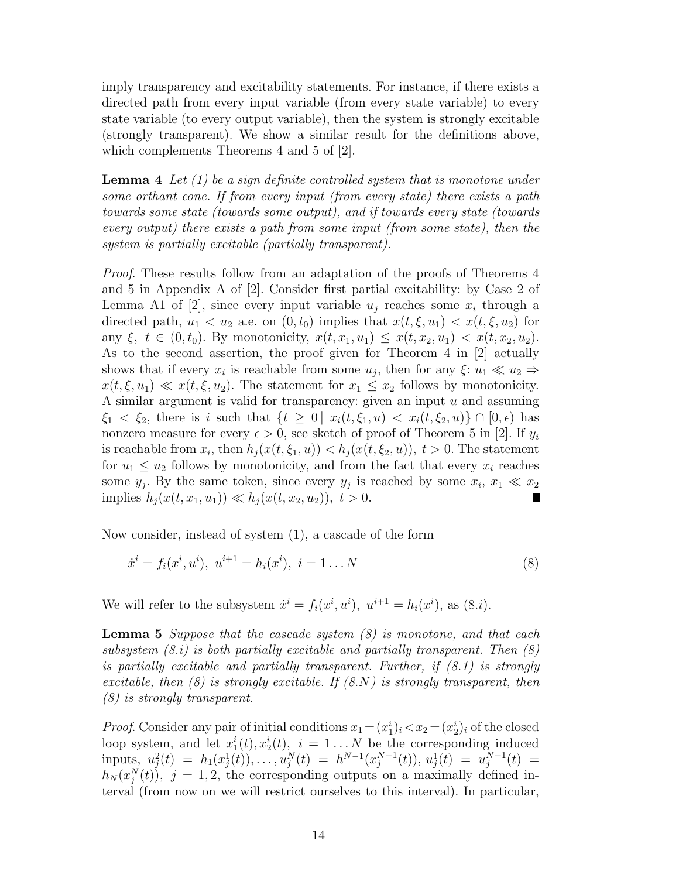imply transparency and excitability statements. For instance, if there exists a directed path from every input variable (from every state variable) to every state variable (to every output variable), then the system is strongly excitable (strongly transparent). We show a similar result for the definitions above, which complements Theorems 4 and 5 of [2].

**Lemma 4** *Let (1) be a sign definite controlled system that is monotone under some orthant cone. If from every input (from every state) there exists a path towards some state (towards some output), and if towards every state (towards every output) there exists a path from some input (from some state), then the system is partially excitable (partially transparent).*

*Proof.* These results follow from an adaptation of the proofs of Theorems 4 and 5 in Appendix A of [2]. Consider first partial excitability: by Case 2 of Lemma A1 of [2], since every input variable $u_j$ reaches some $x_i$ through a directed path, $u_1 < u_2$ a.e. on $(0, t_0)$ implies that $x(t, \xi, u_1) < x(t, \xi, u_2)$ for any $\xi,\ t \in (0, t_0)$. By monotonicity, $x(t, x_1, u_1) \leq x(t, x_2, u_1) < x(t, x_2, u_2)$. As to the second assertion, the proof given for Theorem 4 in [2] actually shows that if every $x_i$ is reachable from some $u_j$, then for any $\xi$: $u_1 \ll u_2 \Rightarrow x(t, \xi, u_1) \ll x(t, \xi, u_2)$. The statement for $x_1 \leq x_2$ follows by monotonicity. A similar argument is valid for transparency: given an input $u$ and assuming $\xi_1 < \xi_2$, there is $i$ such that $\{t \geq 0 \mid x_i(t, \xi_1, u) < x_i(t, \xi_2, u)\} \cap [0, \epsilon)$ has nonzero measure for every $\epsilon > 0$, see sketch of proof of Theorem 5 in [2]. If $y_i$ is reachable from $x_i$, then $h_j(x(t, \xi_1, u)) < h_j(x(t, \xi_2, u)),\ t > 0$. The statement for $u_1 \leq u_2$ follows by monotonicity, and from the fact that every $x_i$ reaches some $y_j$. By the same token, since every $y_j$ is reached by some $x_i$, $x_1 \ll x_2$ implies $h_j(x(t, x_1, u_1)) \ll h_j(x(t, x_2, u_2)),\ t > 0$. ∎

Now consider, instead of system (1), a cascade of the form

$$\dot{x}^i = f_i(x^i, u^i),\ u^{i+1} = h_i(x^i),\ i = 1 \ldots N \tag{8}$$

We will refer to the subsystem $\dot{x}^i = f_i(x^i, u^i),\ u^{i+1} = h_i(x^i)$, as (8.$i$).

**Lemma 5** *Suppose that the cascade system (8) is monotone, and that each subsystem (8.i) is both partially excitable and partially transparent. Then (8) is partially excitable and partially transparent. Further, if (8.1) is strongly excitable, then (8) is strongly excitable. If (8.N) is strongly transparent, then (8) is strongly transparent.*

*Proof.* Consider any pair of initial conditions $x_1 = (x_1^i)_i < x_2 = (x_2^i)_i$ of the closed loop system, and let $x_1^i(t), x_2^i(t),\ i = 1 \ldots N$ be the corresponding induced inputs, $u_j^2(t) = h_1(x_j^1(t)), \ldots, u_j^N(t) = h^{N-1}(x_j^{N-1}(t)),\ u_j^1(t) = u_j^{N+1}(t) = h_N(x_j^N(t)),\ j = 1, 2$, the corresponding outputs on a maximally defined interval (from now on we will restrict ourselves to this interval). In particular,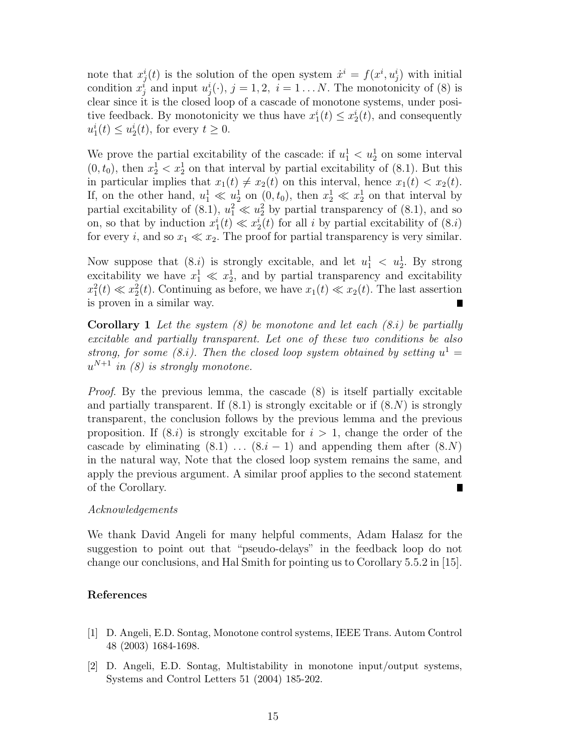note that $x^i_j(t)$ is the solution of the open system $\dot{x}^i = f(x^i, u^i_j)$ with initial condition $x^i_j$ and input $u^i_j(\cdot)$, $j = 1, 2,\ i = 1 \ldots N$. The monotonicity of (8) is clear since it is the closed loop of a cascade of monotone systems, under positive feedback. By monotonicity we thus have $x^i_1(t) \le x^i_2(t)$, and consequently $u^i_1(t) \le u^i_2(t)$, for every $t \ge 0$.

We prove the partial excitability of the cascade: if $u^1_1 < u^1_2$ on some interval $(0, t_0)$, then $x^1_2 < x^1_2$ on that interval by partial excitability of (8.1). But this in particular implies that $x_1(t) \neq x_2(t)$ on this interval, hence $x_1(t) < x_2(t)$. If, on the other hand, $u^1_1 \ll u^1_2$ on $(0, t_0)$, then $x^1_2 \ll x^1_2$ on that interval by partial excitability of (8.1), $u^2_1 \ll u^2_2$ by partial transparency of (8.1), and so on, so that by induction $x^i_1(t) \ll x^i_2(t)$ for all $i$ by partial excitability of (8.$i$) for every $i$, and so $x_1 \ll x_2$. The proof for partial transparency is very similar.

Now suppose that (8.$i$) is strongly excitable, and let $u^1_1 < u^1_2$. By strong excitability we have $x^1_1 \ll x^1_2$, and by partial transparency and excitability $x^2_1(t) \ll x^2_2(t)$. Continuing as before, we have $x_1(t) \ll x_2(t)$. The last assertion is proven in a similar way. ∎

**Corollary 1** *Let the system (8) be monotone and let each (8.i) be partially excitable and partially transparent. Let one of these two conditions be also strong, for some (8.i). Then the closed loop system obtained by setting $u^1 = u^{N+1}$ in (8) is strongly monotone.*

*Proof.* By the previous lemma, the cascade (8) is itself partially excitable and partially transparent. If (8.1) is strongly excitable or if (8.$N$) is strongly transparent, the conclusion follows by the previous lemma and the previous proposition. If (8.$i$) is strongly excitable for $i > 1$, change the order of the cascade by eliminating (8.1) ... (8.$i-1$) and appending them after (8.$N$) in the natural way, Note that the closed loop system remains the same, and apply the previous argument. A similar proof applies to the second statement of the Corollary. ∎

*Acknowledgements*

We thank David Angeli for many helpful comments, Adam Halasz for the suggestion to point out that "pseudo-delays" in the feedback loop do not change our conclusions, and Hal Smith for pointing us to Corollary 5.5.2 in [15].

## References

[1] D. Angeli, E.D. Sontag, Monotone control systems, IEEE Trans. Autom Control 48 (2003) 1684-1698.

[2] D. Angeli, E.D. Sontag, Multistability in monotone input/output systems, Systems and Control Letters 51 (2004) 185-202.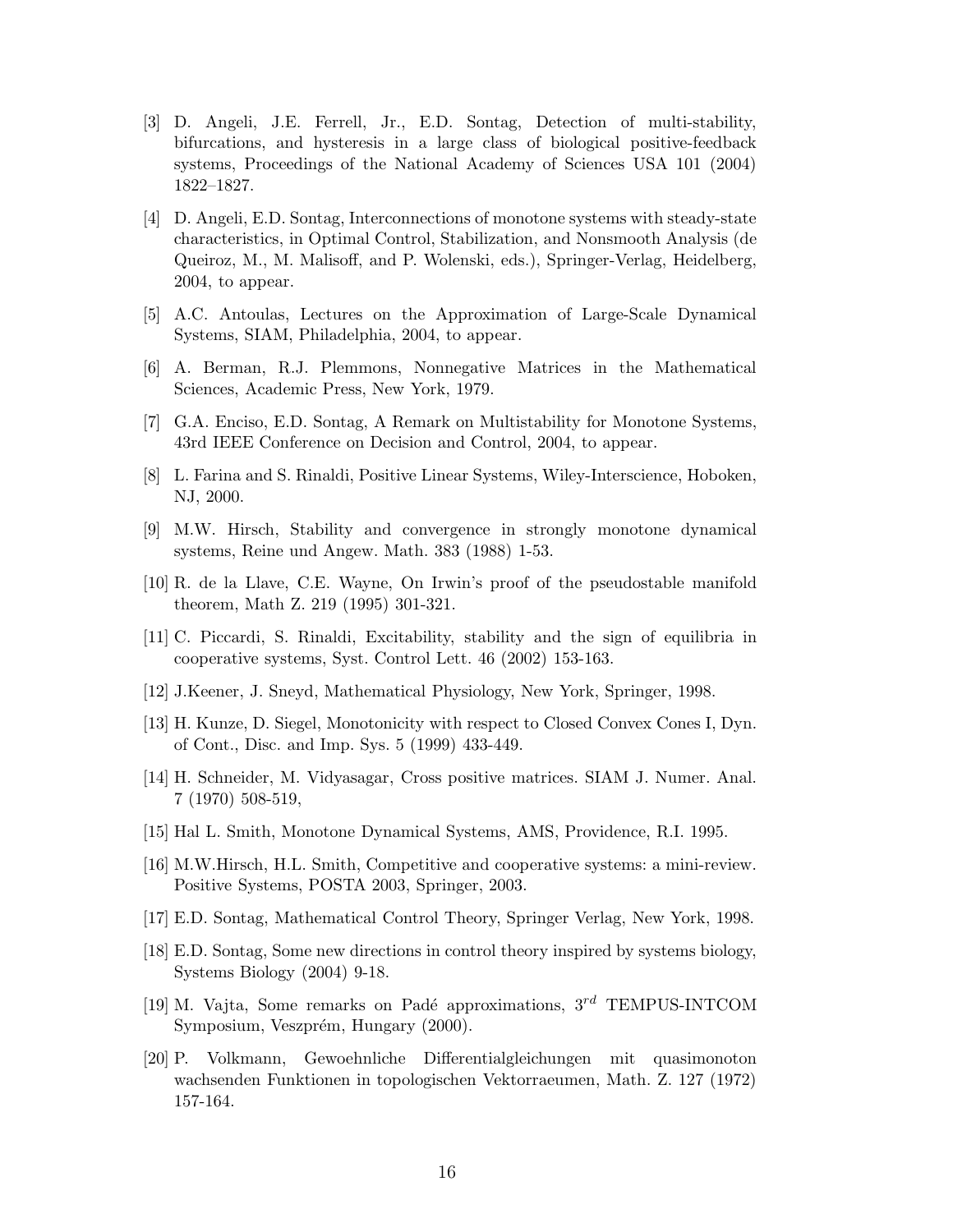[3] D. Angeli, J.E. Ferrell, Jr., E.D. Sontag, Detection of multi-stability, bifurcations, and hysteresis in a large class of biological positive-feedback systems, Proceedings of the National Academy of Sciences USA 101 (2004) 1822–1827.

[4] D. Angeli, E.D. Sontag, Interconnections of monotone systems with steady-state characteristics, in Optimal Control, Stabilization, and Nonsmooth Analysis (de Queiroz, M., M. Malisoff, and P. Wolenski, eds.), Springer-Verlag, Heidelberg, 2004, to appear.

[5] A.C. Antoulas, Lectures on the Approximation of Large-Scale Dynamical Systems, SIAM, Philadelphia, 2004, to appear.

[6] A. Berman, R.J. Plemmons, Nonnegative Matrices in the Mathematical Sciences, Academic Press, New York, 1979.

[7] G.A. Enciso, E.D. Sontag, A Remark on Multistability for Monotone Systems, 43rd IEEE Conference on Decision and Control, 2004, to appear.

[8] L. Farina and S. Rinaldi, Positive Linear Systems, Wiley-Interscience, Hoboken, NJ, 2000.

[9] M.W. Hirsch, Stability and convergence in strongly monotone dynamical systems, Reine und Angew. Math. 383 (1988) 1-53.

[10] R. de la Llave, C.E. Wayne, On Irwin's proof of the pseudostable manifold theorem, Math Z. 219 (1995) 301-321.

[11] C. Piccardi, S. Rinaldi, Excitability, stability and the sign of equilibria in cooperative systems, Syst. Control Lett. 46 (2002) 153-163.

[12] J.Keener, J. Sneyd, Mathematical Physiology, New York, Springer, 1998.

[13] H. Kunze, D. Siegel, Monotonicity with respect to Closed Convex Cones I, Dyn. of Cont., Disc. and Imp. Sys. 5 (1999) 433-449.

[14] H. Schneider, M. Vidyasagar, Cross positive matrices. SIAM J. Numer. Anal. 7 (1970) 508-519,

[15] Hal L. Smith, Monotone Dynamical Systems, AMS, Providence, R.I. 1995.

[16] M.W.Hirsch, H.L. Smith, Competitive and cooperative systems: a mini-review. Positive Systems, POSTA 2003, Springer, 2003.

[17] E.D. Sontag, Mathematical Control Theory, Springer Verlag, New York, 1998.

[18] E.D. Sontag, Some new directions in control theory inspired by systems biology, Systems Biology (2004) 9-18.

[19] M. Vajta, Some remarks on Padé approximations, $3^{rd}$ TEMPUS-INTCOM Symposium, Veszprém, Hungary (2000).

[20] P. Volkmann, Gewoehnliche Differentialgleichungen mit quasimonoton wachsenden Funktionen in topologischen Vektorraeumen, Math. Z. 127 (1972) 157-164.